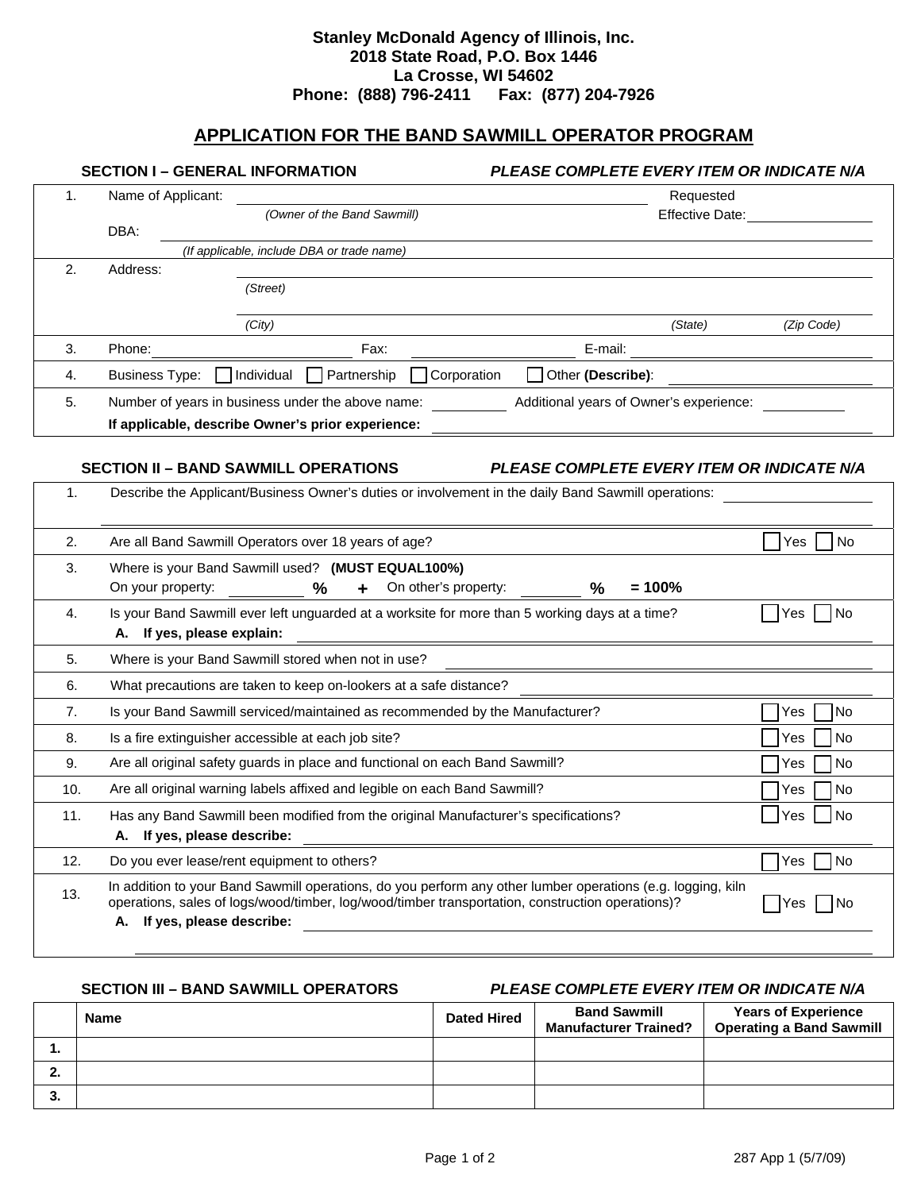**Stanley McDonald Agency of Illinois, Inc.**
**2018 State Road, P.O. Box 1446**
**La Crosse, WI 54602**
**Phone: (888) 796-2411 Fax: (877) 204-7926**

# APPLICATION FOR THE BAND SAWMILL OPERATOR PROGRAM

## SECTION I – GENERAL INFORMATION

*PLEASE COMPLETE EVERY ITEM OR INDICATE N/A*

1. Name of Applicant: ______________________ Requested Effective Date: __________
   *(Owner of the Band Sawmill)*
   DBA: ______________________
   *(If applicable, include DBA or trade name)*
2. Address: ______________________
   *(Street)*
   ______________________
   *(City)* *(State)* *(Zip Code)*
3. Phone: __________ Fax: __________ E-mail: __________
4. Business Type: ☐ Individual ☐ Partnership ☐ Corporation ☐ Other **(Describe)**: __________
5. Number of years in business under the above name: __________ Additional years of Owner's experience: __________
   **If applicable, describe Owner's prior experience:** __________

## SECTION II – BAND SAWMILL OPERATIONS

*PLEASE COMPLETE EVERY ITEM OR INDICATE N/A*

1. Describe the Applicant/Business Owner's duties or involvement in the daily Band Sawmill operations: __________
2. Are all Band Sawmill Operators over 18 years of age? ☐ Yes ☐ No
3. Where is your Band Sawmill used? **(MUST EQUAL100%)**
   On your property: ______ **%** **+** On other's property: ______ **%** **= 100%**
4. Is your Band Sawmill ever left unguarded at a worksite for more than 5 working days at a time? ☐ Yes ☐ No
   **A. If yes, please explain:** __________
5. Where is your Band Sawmill stored when not in use? __________
6. What precautions are taken to keep on-lookers at a safe distance? __________
7. Is your Band Sawmill serviced/maintained as recommended by the Manufacturer? ☐ Yes ☐ No
8. Is a fire extinguisher accessible at each job site? ☐ Yes ☐ No
9. Are all original safety guards in place and functional on each Band Sawmill? ☐ Yes ☐ No
10. Are all original warning labels affixed and legible on each Band Sawmill? ☐ Yes ☐ No
11. Has any Band Sawmill been modified from the original Manufacturer's specifications? ☐ Yes ☐ No
    **A. If yes, please describe:** __________
12. Do you ever lease/rent equipment to others? ☐ Yes ☐ No
13. In addition to your Band Sawmill operations, do you perform any other lumber operations (e.g. logging, kiln operations, sales of logs/wood/timber, log/wood/timber transportation, construction operations)? ☐ Yes ☐ No
    **A. If yes, please describe:** __________

## SECTION III – BAND SAWMILL OPERATORS

*PLEASE COMPLETE EVERY ITEM OR INDICATE N/A*

| | Name | Dated Hired | Band Sawmill Manufacturer Trained? | Years of Experience Operating a Band Sawmill |
|---|---|---|---|---|
| **1.** | | | | |
| **2.** | | | | |
| **3.** | | | | |

287 App 1 (5/7/09)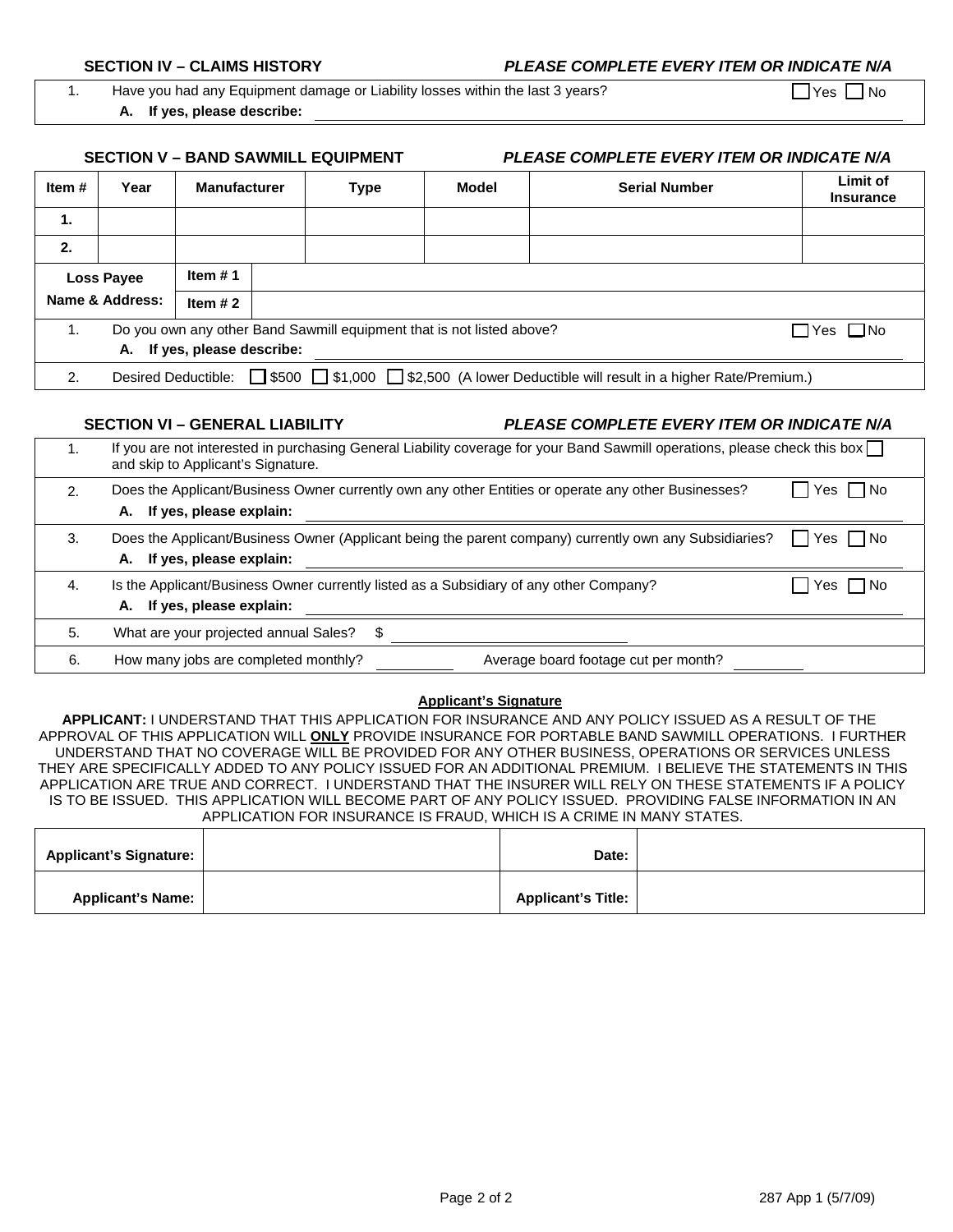## SECTION IV – CLAIMS HISTORY

***PLEASE COMPLETE EVERY ITEM OR INDICATE N/A***

1. Have you had any Equipment damage or Liability losses within the last 3 years? ☐ Yes ☐ No
   **A. If yes, please describe:** ______________________

## SECTION V – BAND SAWMILL EQUIPMENT

***PLEASE COMPLETE EVERY ITEM OR INDICATE N/A***

| Item # | Year | Manufacturer | Type | Model | Serial Number | Limit of Insurance |
|---|---|---|---|---|---|---|
| 1. | | | | | | |
| 2. | | | | | | |

| Loss Payee Name & Address: | |
|---|---|
| Item # 1 | |
| Item # 2 | |

1. Do you own any other Band Sawmill equipment that is not listed above? ☐ Yes ☐ No
   **A. If yes, please describe:** ______________________
2. Desired Deductible: ☐ $500 ☐ $1,000 ☐ $2,500 (A lower Deductible will result in a higher Rate/Premium.)

## SECTION VI – GENERAL LIABILITY

***PLEASE COMPLETE EVERY ITEM OR INDICATE N/A***

1. If you are not interested in purchasing General Liability coverage for your Band Sawmill operations, please check this box ☐ and skip to Applicant's Signature.
2. Does the Applicant/Business Owner currently own any other Entities or operate any other Businesses? ☐ Yes ☐ No
   **A. If yes, please explain:** ______________________
3. Does the Applicant/Business Owner (Applicant being the parent company) currently own any Subsidiaries? ☐ Yes ☐ No
   **A. If yes, please explain:** ______________________
4. Is the Applicant/Business Owner currently listed as a Subsidiary of any other Company? ☐ Yes ☐ No
   **A. If yes, please explain:** ______________________
5. What are your projected annual Sales? $ ______________
6. How many jobs are completed monthly? __________ Average board footage cut per month? __________

### Applicant's Signature

**APPLICANT:** I UNDERSTAND THAT THIS APPLICATION FOR INSURANCE AND ANY POLICY ISSUED AS A RESULT OF THE APPROVAL OF THIS APPLICATION WILL **ONLY** PROVIDE INSURANCE FOR PORTABLE BAND SAWMILL OPERATIONS. I FURTHER UNDERSTAND THAT NO COVERAGE WILL BE PROVIDED FOR ANY OTHER BUSINESS, OPERATIONS OR SERVICES UNLESS THEY ARE SPECIFICALLY ADDED TO ANY POLICY ISSUED FOR AN ADDITIONAL PREMIUM. I BELIEVE THE STATEMENTS IN THIS APPLICATION ARE TRUE AND CORRECT. I UNDERSTAND THAT THE INSURER WILL RELY ON THESE STATEMENTS IF A POLICY IS TO BE ISSUED. THIS APPLICATION WILL BECOME PART OF ANY POLICY ISSUED. PROVIDING FALSE INFORMATION IN AN APPLICATION FOR INSURANCE IS FRAUD, WHICH IS A CRIME IN MANY STATES.

| | | | |
|---|---|---|---|
| **Applicant's Signature:** | | **Date:** | |
| **Applicant's Name:** | | **Applicant's Title:** | |

287 App 1 (5/7/09)